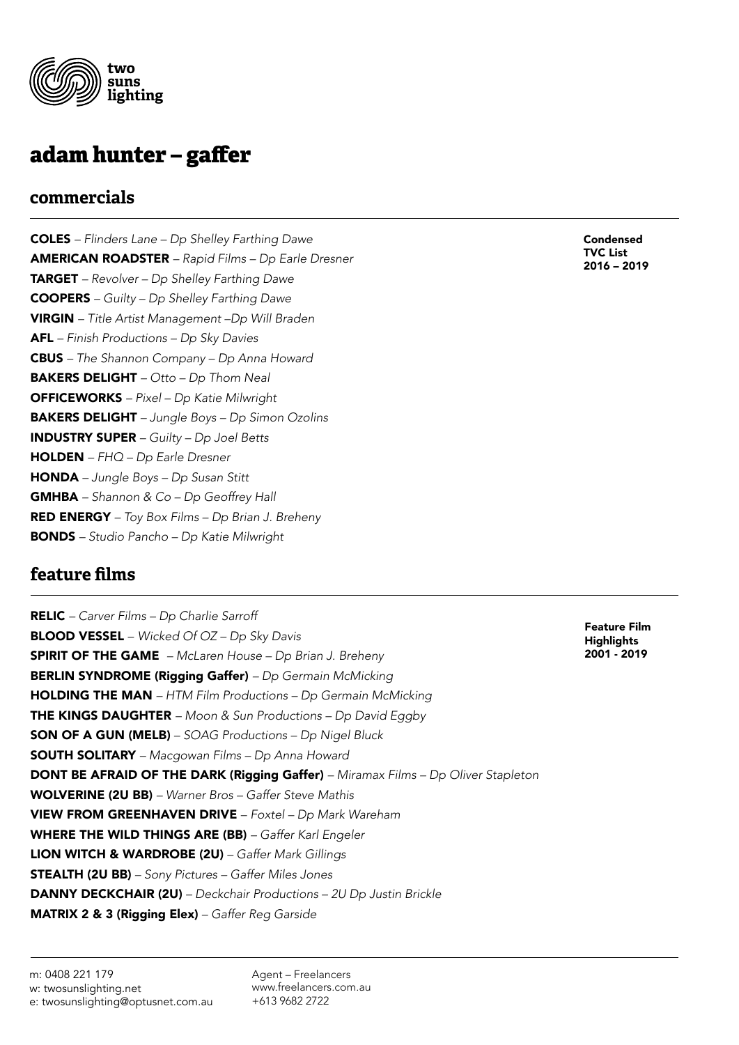two suns lighting

# adam hunter – gaffer

## commercials

**Condensed TVC List 2016 – 2019**

**COLES** – *Flinders Lane – Dp Shelley Farthing Dawe*
**AMERICAN ROADSTER** – *Rapid Films – Dp Earle Dresner*
**TARGET** – *Revolver – Dp Shelley Farthing Dawe*
**COOPERS** – *Guilty – Dp Shelley Farthing Dawe*
**VIRGIN** – *Title Artist Management –Dp Will Braden*
**AFL** – *Finish Productions – Dp Sky Davies*
**CBUS** – *The Shannon Company – Dp Anna Howard*
**BAKERS DELIGHT** – *Otto – Dp Thom Neal*
**OFFICEWORKS** – *Pixel – Dp Katie Milwright*
**BAKERS DELIGHT** – *Jungle Boys – Dp Simon Ozolins*
**INDUSTRY SUPER** – *Guilty – Dp Joel Betts*
**HOLDEN** – *FHQ – Dp Earle Dresner*
**HONDA** – *Jungle Boys – Dp Susan Stitt*
**GMHBA** – *Shannon & Co – Dp Geoffrey Hall*
**RED ENERGY** – *Toy Box Films – Dp Brian J. Breheny*
**BONDS** – *Studio Pancho – Dp Katie Milwright*

## feature films

**Feature Film Highlights 2001 - 2019**

**RELIC** – *Carver Films – Dp Charlie Sarroff*
**BLOOD VESSEL** – *Wicked Of OZ – Dp Sky Davis*
**SPIRIT OF THE GAME** – *McLaren House – Dp Brian J. Breheny*
**BERLIN SYNDROME (Rigging Gaffer)** – *Dp Germain McMicking*
**HOLDING THE MAN** – *HTM Film Productions – Dp Germain McMicking*
**THE KINGS DAUGHTER** – *Moon & Sun Productions – Dp David Eggby*
**SON OF A GUN (MELB)** – *SOAG Productions – Dp Nigel Bluck*
**SOUTH SOLITARY** – *Macgowan Films – Dp Anna Howard*
**DONT BE AFRAID OF THE DARK (Rigging Gaffer)** – *Miramax Films – Dp Oliver Stapleton*
**WOLVERINE (2U BB)** – *Warner Bros – Gaffer Steve Mathis*
**VIEW FROM GREENHAVEN DRIVE** – *Foxtel – Dp Mark Wareham*
**WHERE THE WILD THINGS ARE (BB)** – *Gaffer Karl Engeler*
**LION WITCH & WARDROBE (2U)** – *Gaffer Mark Gillings*
**STEALTH (2U BB)** – *Sony Pictures – Gaffer Miles Jones*
**DANNY DECKCHAIR (2U)** – *Deckchair Productions – 2U Dp Justin Brickle*
**MATRIX 2 & 3 (Rigging Elex)** – *Gaffer Reg Garside*

m: 0408 221 179
w: twosunslighting.net
e: twosunslighting@optusnet.com.au

Agent – Freelancers
www.freelancers.com.au
+613 9682 2722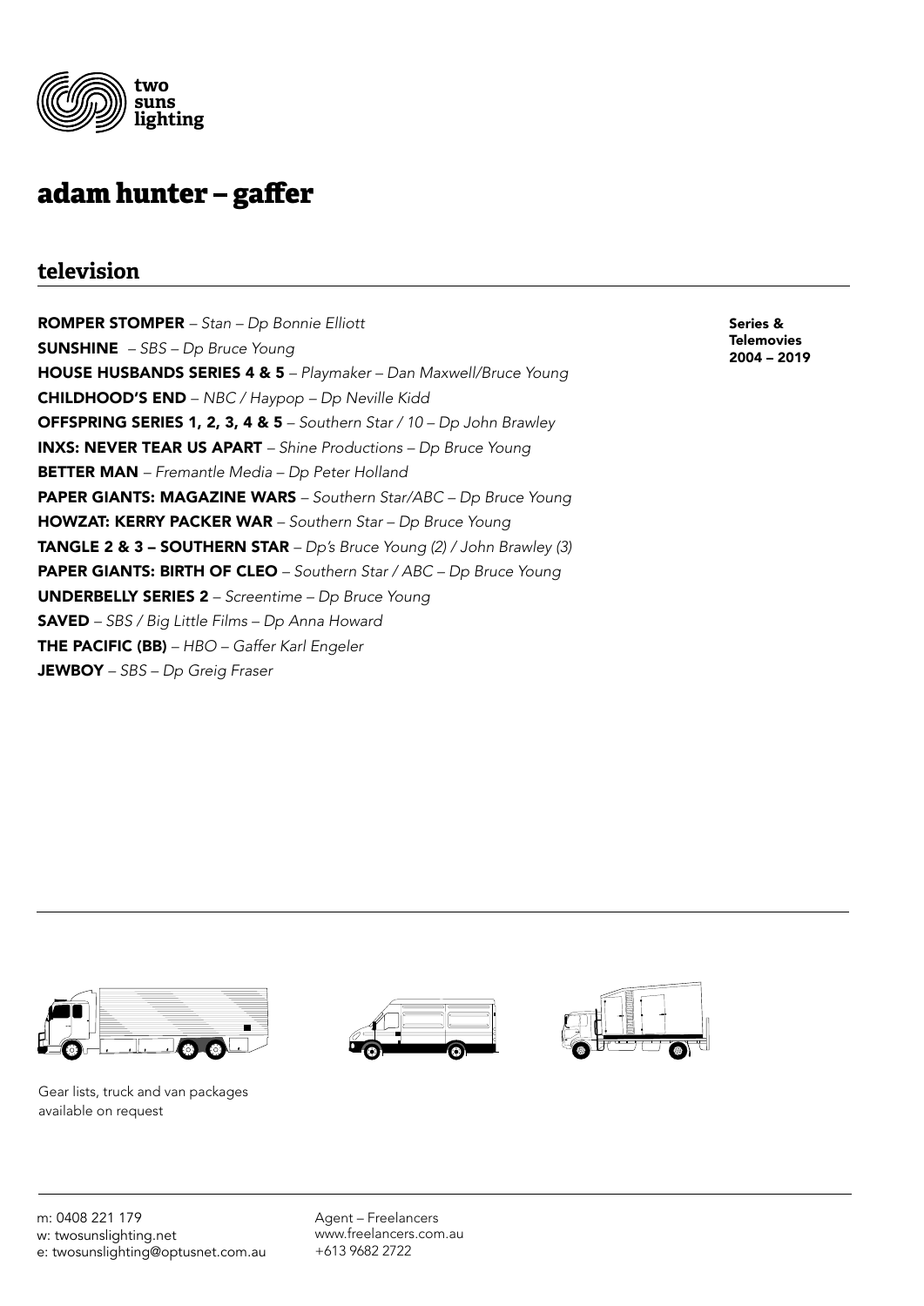two suns lighting

# adam hunter – gaffer

## television

Series & Telemovies 2004 – 2019

**ROMPER STOMPER** – *Stan – Dp Bonnie Elliott*
**SUNSHINE** – *SBS – Dp Bruce Young*
**HOUSE HUSBANDS SERIES 4 & 5** – *Playmaker – Dan Maxwell/Bruce Young*
**CHILDHOOD'S END** – *NBC / Haypop – Dp Neville Kidd*
**OFFSPRING SERIES 1, 2, 3, 4 & 5** – *Southern Star / 10 – Dp John Brawley*
**INXS: NEVER TEAR US APART** – *Shine Productions – Dp Bruce Young*
**BETTER MAN** – *Fremantle Media – Dp Peter Holland*
**PAPER GIANTS: MAGAZINE WARS** – *Southern Star/ABC – Dp Bruce Young*
**HOWZAT: KERRY PACKER WAR** – *Southern Star – Dp Bruce Young*
**TANGLE 2 & 3 – SOUTHERN STAR** – *Dp's Bruce Young (2) / John Brawley (3)*
**PAPER GIANTS: BIRTH OF CLEO** – *Southern Star / ABC – Dp Bruce Young*
**UNDERBELLY SERIES 2** – *Screentime – Dp Bruce Young*
**SAVED** – *SBS / Big Little Films – Dp Anna Howard*
**THE PACIFIC (BB)** – *HBO – Gaffer Karl Engeler*
**JEWBOY** – *SBS – Dp Greig Fraser*

Gear lists, truck and van packages available on request

m: 0408 221 179
w: twosunslighting.net
e: twosunslighting@optusnet.com.au

Agent – Freelancers
www.freelancers.com.au
+613 9682 2722